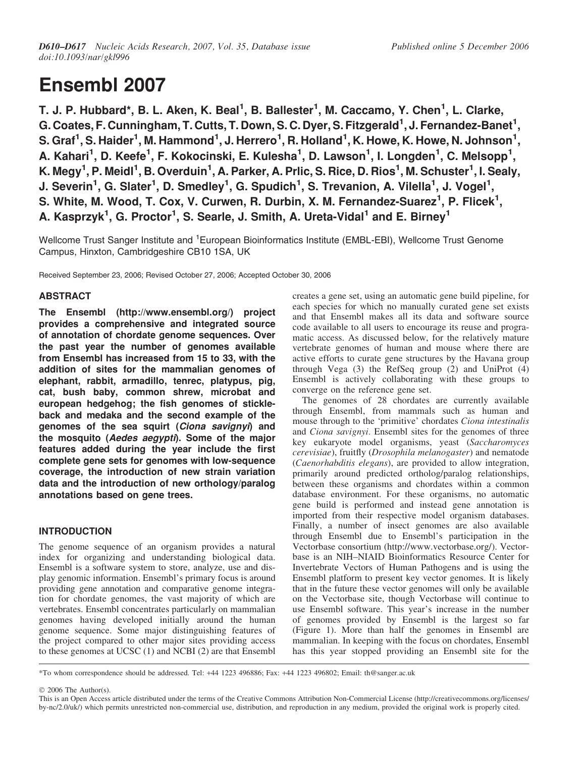# Ensembl 2007

T. J. P. Hubbard*, B. L. Aken, K. Beal[1], B. Ballester[1], M. Caccamo, Y. Chen[1], L. Clarke, G. Coates, F. Cunningham, T. Cutts, T. Down, S. C. Dyer, S. Fitzgerald[1], J. Fernandez-Banet[1], S. Graf[1], S. Haider[1], M. Hammond[1], J. Herrero[1], R. Holland[1], K. Howe, K. Howe, N. Johnson[1], A. Kahari[1], D. Keefe[1], F. Kokocinski, E. Kulesha[1], D. Lawson[1], I. Longden[1], C. Melsopp[1], K. Megy[1], P. Meidl[1], B. Overduin[1], A. Parker, A. Prlic, S. Rice, D. Rios[1], M. Schuster[1], I. Sealy, J. Severin[1], G. Slater[1], D. Smedley[1], G. Spudich[1], S. Trevanion, A. Vilella[1], J. Vogel[1], S. White, M. Wood, T. Cox, V. Curwen, R. Durbin, X. M. Fernandez-Suarez[1], P. Flicek[1], A. Kasprzyk[1], G. Proctor[1], S. Searle, J. Smith, A. Ureta-Vidal[1] and E. Birney[1]

Wellcome Trust Sanger Institute and [1]European Bioinformatics Institute (EMBL-EBI), Wellcome Trust Genome Campus, Hinxton, Cambridgeshire CB10 1SA, UK

Received September 23, 2006; Revised October 27, 2006; Accepted October 30, 2006

## ABSTRACT

**The Ensembl (http://www.ensembl.org/) project provides a comprehensive and integrated source of annotation of chordate genome sequences. Over the past year the number of genomes available from Ensembl has increased from 15 to 33, with the addition of sites for the mammalian genomes of elephant, rabbit, armadillo, tenrec, platypus, pig, cat, bush baby, common shrew, microbat and european hedgehog; the fish genomes of stickleback and medaka and the second example of the genomes of the sea squirt (*Ciona savignyi*) and the mosquito (*Aedes aegypti*). Some of the major features added during the year include the first complete gene sets for genomes with low-sequence coverage, the introduction of new strain variation data and the introduction of new orthology/paralog annotations based on gene trees.**

## INTRODUCTION

The genome sequence of an organism provides a natural index for organizing and understanding biological data. Ensembl is a software system to store, analyze, use and display genomic information. Ensembl's primary focus is around providing gene annotation and comparative genome integration for chordate genomes, the vast majority of which are vertebrates. Ensembl concentrates particularly on mammalian genomes having developed initially around the human genome sequence. Some major distinguishing features of the project compared to other major sites providing access to these genomes at UCSC (1) and NCBI (2) are that Ensembl creates a gene set, using an automatic gene build pipeline, for each species for which no manually curated gene set exists and that Ensembl makes all its data and software source code available to all users to encourage its reuse and programatic access. As discussed below, for the relatively mature vertebrate genomes of human and mouse where there are active efforts to curate gene structures by the Havana group through Vega (3) the RefSeq group (2) and UniProt (4) Ensembl is actively collaborating with these groups to converge on the reference gene set.

The genomes of 28 chordates are currently available through Ensembl, from mammals such as human and mouse through to the 'primitive' chordates *Ciona intestinalis* and *Ciona savignyi*. Ensembl sites for the genomes of three key eukaryote model organisms, yeast (*Saccharomyces cerevisiae*), fruitfly (*Drosophila melanogaster*) and nematode (*Caenorhabditis elegans*), are provided to allow integration, primarily around predicted ortholog/paralog relationships, between these organisms and chordates within a common database environment. For these organisms, no automatic gene build is performed and instead gene annotation is imported from their respective model organism databases. Finally, a number of insect genomes are also available through Ensembl due to Ensembl's participation in the Vectorbase consortium (http://www.vectorbase.org/). Vectorbase is an NIH–NIAID Bioinformatics Resource Center for Invertebrate Vectors of Human Pathogens and is using the Ensembl platform to present key vector genomes. It is likely that in the future these vector genomes will only be available on the Vectorbase site, though Vectorbase will continue to use Ensembl software. This year's increase in the number of genomes provided by Ensembl is the largest so far (Figure 1). More than half the genomes in Ensembl are mammalian. In keeping with the focus on chordates, Ensembl has this year stopped providing an Ensembl site for the

*To whom correspondence should be addressed. Tel: +44 1223 496886; Fax: +44 1223 496802; Email: th@sanger.ac.uk

© 2006 The Author(s).

This is an Open Access article distributed under the terms of the Creative Commons Attribution Non-Commercial License (http://creativecommons.org/licenses/by-nc/2.0/uk/) which permits unrestricted non-commercial use, distribution, and reproduction in any medium, provided the original work is properly cited.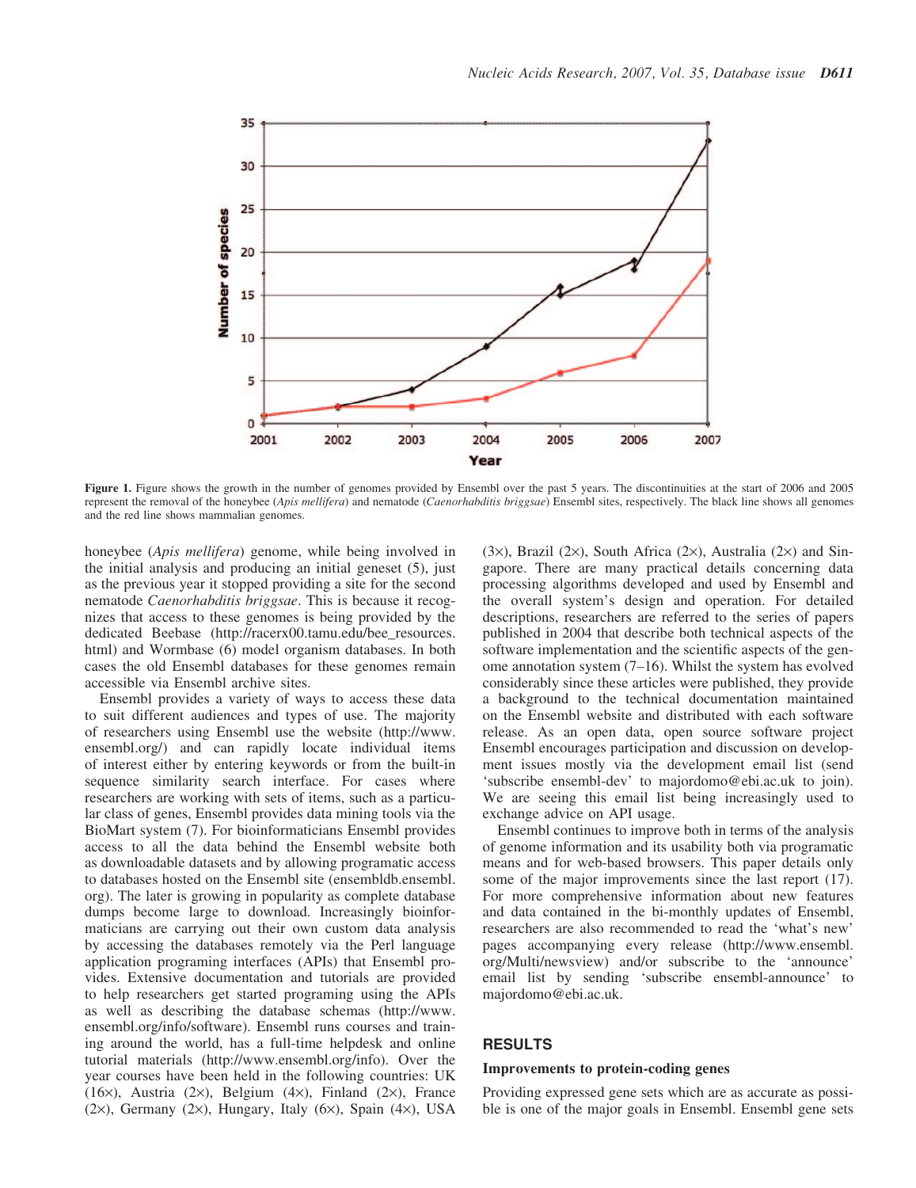**Figure 1.** Figure shows the growth in the number of genomes provided by Ensembl over the past 5 years. The discontinuities at the start of 2006 and 2005 represent the removal of the honeybee (*Apis mellifera*) and nematode (*Caenorhabditis briggsae*) Ensembl sites, respectively. The black line shows all genomes and the red line shows mammalian genomes.

honeybee (*Apis mellifera*) genome, while being involved in the initial analysis and producing an initial geneset (5), just as the previous year it stopped providing a site for the second nematode *Caenorhabditis briggsae*. This is because it recognizes that access to these genomes is being provided by the dedicated Beebase (http://racerx00.tamu.edu/bee_resources.html) and Wormbase (6) model organism databases. In both cases the old Ensembl databases for these genomes remain accessible via Ensembl archive sites.

Ensembl provides a variety of ways to access these data to suit different audiences and types of use. The majority of researchers using Ensembl use the website (http://www.ensembl.org/) and can rapidly locate individual items of interest either by entering keywords or from the built-in sequence similarity search interface. For cases where researchers are working with sets of items, such as a particular class of genes, Ensembl provides data mining tools via the BioMart system (7). For bioinformaticians Ensembl provides access to all the data behind the Ensembl website both as downloadable datasets and by allowing programatic access to databases hosted on the Ensembl site (ensembldb.ensembl.org). The later is growing in popularity as complete database dumps become large to download. Increasingly bioinformaticians are carrying out their own custom data analysis by accessing the databases remotely via the Perl language application programing interfaces (APIs) that Ensembl provides. Extensive documentation and tutorials are provided to help researchers get started programing using the APIs as well as describing the database schemas (http://www.ensembl.org/info/software). Ensembl runs courses and training around the world, has a full-time helpdesk and online tutorial materials (http://www.ensembl.org/info). Over the year courses have been held in the following countries: UK (16×), Austria (2×), Belgium (4×), Finland (2×), France (2×), Germany (2×), Hungary, Italy (6×), Spain (4×), USA (3×), Brazil (2×), South Africa (2×), Australia (2×) and Singapore. There are many practical details concerning data processing algorithms developed and used by Ensembl and the overall system's design and operation. For detailed descriptions, researchers are referred to the series of papers published in 2004 that describe both technical aspects of the software implementation and the scientific aspects of the genome annotation system (7–16). Whilst the system has evolved considerably since these articles were published, they provide a background to the technical documentation maintained on the Ensembl website and distributed with each software release. As an open data, open source software project Ensembl encourages participation and discussion on development issues mostly via the development email list (send 'subscribe ensembl-dev' to majordomo@ebi.ac.uk to join). We are seeing this email list being increasingly used to exchange advice on API usage.

Ensembl continues to improve both in terms of the analysis of genome information and its usability both via programatic means and for web-based browsers. This paper details only some of the major improvements since the last report (17). For more comprehensive information about new features and data contained in the bi-monthly updates of Ensembl, researchers are also recommended to read the 'what's new' pages accompanying every release (http://www.ensembl.org/Multi/newsview) and/or subscribe to the 'announce' email list by sending 'subscribe ensembl-announce' to majordomo@ebi.ac.uk.

## RESULTS

### Improvements to protein-coding genes

Providing expressed gene sets which are as accurate as possible is one of the major goals in Ensembl. Ensembl gene sets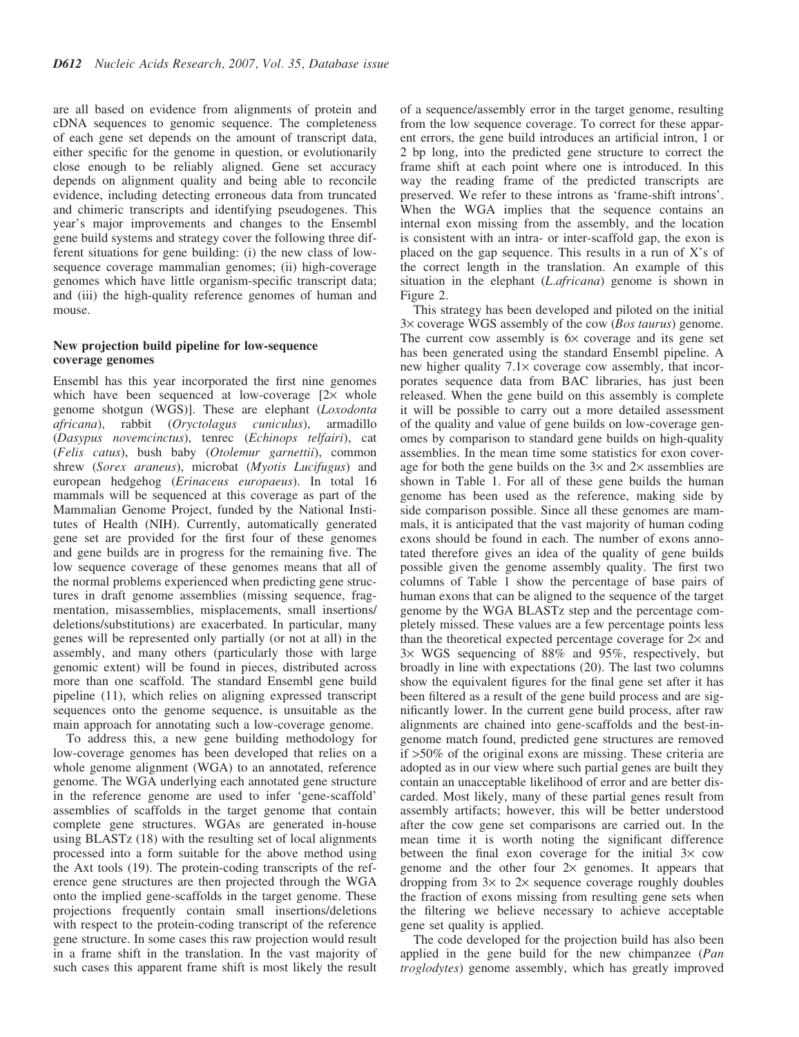are all based on evidence from alignments of protein and cDNA sequences to genomic sequence. The completeness of each gene set depends on the amount of transcript data, either specific for the genome in question, or evolutionarily close enough to be reliably aligned. Gene set accuracy depends on alignment quality and being able to reconcile evidence, including detecting erroneous data from truncated and chimeric transcripts and identifying pseudogenes. This year's major improvements and changes to the Ensembl gene build systems and strategy cover the following three different situations for gene building: (i) the new class of low-sequence coverage mammalian genomes; (ii) high-coverage genomes which have little organism-specific transcript data; and (iii) the high-quality reference genomes of human and mouse.

### New projection build pipeline for low-sequence coverage genomes

Ensembl has this year incorporated the first nine genomes which have been sequenced at low-coverage [2× whole genome shotgun (WGS)]. These are elephant (*Loxodonta africana*), rabbit (*Oryctolagus cuniculus*), armadillo (*Dasypus novemcinctus*), tenrec (*Echinops telfairi*), cat (*Felis catus*), bush baby (*Otolemur garnettii*), common shrew (*Sorex araneus*), microbat (*Myotis Lucifugus*) and european hedgehog (*Erinaceus europaeus*). In total 16 mammals will be sequenced at this coverage as part of the Mammalian Genome Project, funded by the National Institutes of Health (NIH). Currently, automatically generated gene set are provided for the first four of these genomes and gene builds are in progress for the remaining five. The low sequence coverage of these genomes means that all of the normal problems experienced when predicting gene structures in draft genome assemblies (missing sequence, fragmentation, misassemblies, misplacements, small insertions/deletions/substitutions) are exacerbated. In particular, many genes will be represented only partially (or not at all) in the assembly, and many others (particularly those with large genomic extent) will be found in pieces, distributed across more than one scaffold. The standard Ensembl gene build pipeline (11), which relies on aligning expressed transcript sequences onto the genome sequence, is unsuitable as the main approach for annotating such a low-coverage genome.

To address this, a new gene building methodology for low-coverage genomes has been developed that relies on a whole genome alignment (WGA) to an annotated, reference genome. The WGA underlying each annotated gene structure in the reference genome are used to infer 'gene-scaffold' assemblies of scaffolds in the target genome that contain complete gene structures. WGAs are generated in-house using BLASTz (18) with the resulting set of local alignments processed into a form suitable for the above method using the Axt tools (19). The protein-coding transcripts of the reference gene structures are then projected through the WGA onto the implied gene-scaffolds in the target genome. These projections frequently contain small insertions/deletions with respect to the protein-coding transcript of the reference gene structure. In some cases this raw projection would result in a frame shift in the translation. In the vast majority of such cases this apparent frame shift is most likely the result of a sequence/assembly error in the target genome, resulting from the low sequence coverage. To correct for these apparent errors, the gene build introduces an artificial intron, 1 or 2 bp long, into the predicted gene structure to correct the frame shift at each point where one is introduced. In this way the reading frame of the predicted transcripts are preserved. We refer to these introns as 'frame-shift introns'. When the WGA implies that the sequence contains an internal exon missing from the assembly, and the location is consistent with an intra- or inter-scaffold gap, the exon is placed on the gap sequence. This results in a run of X's of the correct length in the translation. An example of this situation in the elephant (*L.africana*) genome is shown in Figure 2.

This strategy has been developed and piloted on the initial 3× coverage WGS assembly of the cow (*Bos taurus*) genome. The current cow assembly is 6× coverage and its gene set has been generated using the standard Ensembl pipeline. A new higher quality 7.1× coverage cow assembly, that incorporates sequence data from BAC libraries, has just been released. When the gene build on this assembly is complete it will be possible to carry out a more detailed assessment of the quality and value of gene builds on low-coverage genomes by comparison to standard gene builds on high-quality assemblies. In the mean time some statistics for exon coverage for both the gene builds on the 3× and 2× assemblies are shown in Table 1. For all of these gene builds the human genome has been used as the reference, making side by side comparison possible. Since all these genomes are mammals, it is anticipated that the vast majority of human coding exons should be found in each. The number of exons annotated therefore gives an idea of the quality of gene builds possible given the genome assembly quality. The first two columns of Table 1 show the percentage of base pairs of human exons that can be aligned to the sequence of the target genome by the WGA BLASTz step and the percentage completely missed. These values are a few percentage points less than the theoretical expected percentage coverage for 2× and 3× WGS sequencing of 88% and 95%, respectively, but broadly in line with expectations (20). The last two columns show the equivalent figures for the final gene set after it has been filtered as a result of the gene build process and are significantly lower. In the current gene build process, after raw alignments are chained into gene-scaffolds and the best-in-genome match found, predicted gene structures are removed if >50% of the original exons are missing. These criteria are adopted as in our view where such partial genes are built they contain an unacceptable likelihood of error and are better discarded. Most likely, many of these partial genes result from assembly artifacts; however, this will be better understood after the cow gene set comparisons are carried out. In the mean time it is worth noting the significant difference between the final exon coverage for the initial 3× cow genome and the other four 2× genomes. It appears that dropping from 3× to 2× sequence coverage roughly doubles the fraction of exons missing from resulting gene sets when the filtering we believe necessary to achieve acceptable gene set quality is applied.

The code developed for the projection build has also been applied in the gene build for the new chimpanzee (*Pan troglodytes*) genome assembly, which has greatly improved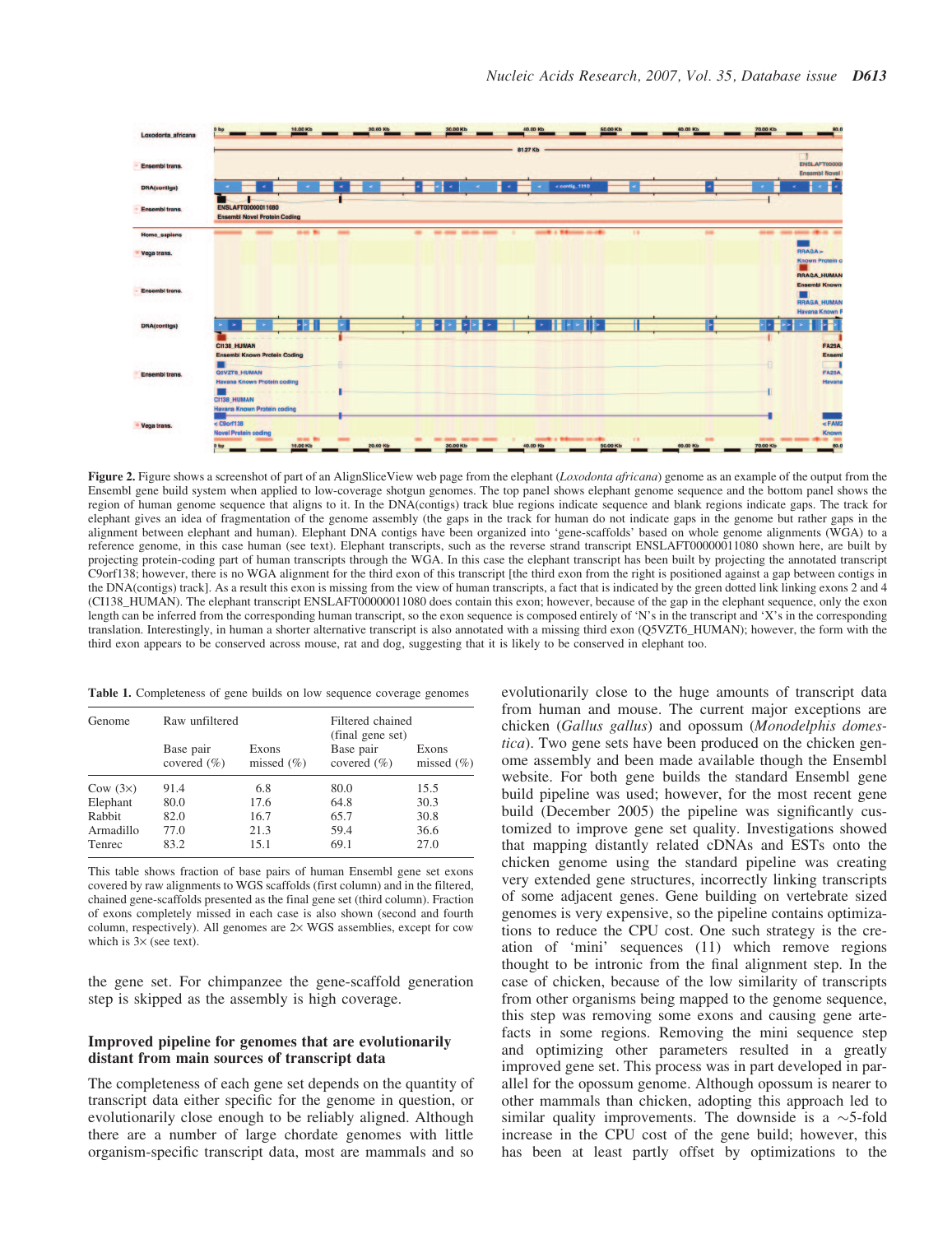Figure 2. Figure shows a screenshot of part of an AlignSliceView web page from the elephant (*Loxodonta africana*) genome as an example of the output from the Ensembl gene build system when applied to low-coverage shotgun genomes. The top panel shows elephant genome sequence and the bottom panel shows the region of human genome sequence that aligns to it. In the DNA(contigs) track blue regions indicate sequence and blank regions indicate gaps. The track for elephant gives an idea of fragmentation of the genome assembly (the gaps in the track for human do not indicate gaps in the genome but rather gaps in the alignment between elephant and human). Elephant DNA contigs have been organized into 'gene-scaffolds' based on whole genome alignments (WGA) to a reference genome, in this case human (see text). Elephant transcripts, such as the reverse strand transcript ENSLAFT00000011080 shown here, are built by projecting protein-coding part of human transcripts through the WGA. In this case the elephant transcript has been built by projecting the annotated transcript C9orf138; however, there is no WGA alignment for the third exon of this transcript [the third exon from the right is positioned against a gap between contigs in the DNA(contigs) track]. As a result this exon is missing from the view of human transcripts, a fact that is indicated by the green dotted link linking exons 2 and 4 (CI138_HUMAN). The elephant transcript ENSLAFT00000011080 does contain this exon; however, because of the gap in the elephant sequence, only the exon length can be inferred from the corresponding human transcript, so the exon sequence is composed entirely of 'N's in the transcript and 'X's in the corresponding translation. Interestingly, in human a shorter alternative transcript is also annotated with a missing third exon (Q5VZT6_HUMAN); however, the form with the third exon appears to be conserved across mouse, rat and dog, suggesting that it is likely to be conserved in elephant too.

Table 1. Completeness of gene builds on low sequence coverage genomes

| Genome | Raw unfiltered | | Filtered chained (final gene set) | |
|---|---|---|---|---|
| | Base pair covered (%) | Exons missed (%) | Base pair covered (%) | Exons missed (%) |
| Cow (3×) | 91.4 | 6.8 | 80.0 | 15.5 |
| Elephant | 80.0 | 17.6 | 64.8 | 30.3 |
| Rabbit | 82.0 | 16.7 | 65.7 | 30.8 |
| Armadillo | 77.0 | 21.3 | 59.4 | 36.6 |
| Tenrec | 83.2 | 15.1 | 69.1 | 27.0 |

This table shows fraction of base pairs of human Ensembl gene set exons covered by raw alignments to WGS scaffolds (first column) and in the filtered, chained gene-scaffolds presented as the final gene set (third column). Fraction of exons completely missed in each case is also shown (second and fourth column, respectively). All genomes are 2× WGS assemblies, except for cow which is 3× (see text).

the gene set. For chimpanzee the gene-scaffold generation step is skipped as the assembly is high coverage.

## Improved pipeline for genomes that are evolutionarily distant from main sources of transcript data

The completeness of each gene set depends on the quantity of transcript data either specific for the genome in question, or evolutionarily close enough to be reliably aligned. Although there are a number of large chordate genomes with little organism-specific transcript data, most are mammals and so evolutionarily close to the huge amounts of transcript data from human and mouse. The current major exceptions are chicken (*Gallus gallus*) and opossum (*Monodelphis domestica*). Two gene sets have been produced on the chicken genome assembly and been made available though the Ensembl website. For both gene builds the standard Ensembl gene build pipeline was used; however, for the most recent gene build (December 2005) the pipeline was significantly customized to improve gene set quality. Investigations showed that mapping distantly related cDNAs and ESTs onto the chicken genome using the standard pipeline was creating very extended gene structures, incorrectly linking transcripts of some adjacent genes. Gene building on vertebrate sized genomes is very expensive, so the pipeline contains optimizations to reduce the CPU cost. One such strategy is the creation of 'mini' sequences (11) which remove regions thought to be intronic from the final alignment step. In the case of chicken, because of the low similarity of transcripts from other organisms being mapped to the genome sequence, this step was removing some exons and causing gene artefacts in some regions. Removing the mini sequence step and optimizing other parameters resulted in a greatly improved gene set. This process was in part developed in parallel for the opossum genome. Although opossum is nearer to other mammals than chicken, adopting this approach led to similar quality improvements. The downside is a ~5-fold increase in the CPU cost of the gene build; however, this has been at least partly offset by optimizations to the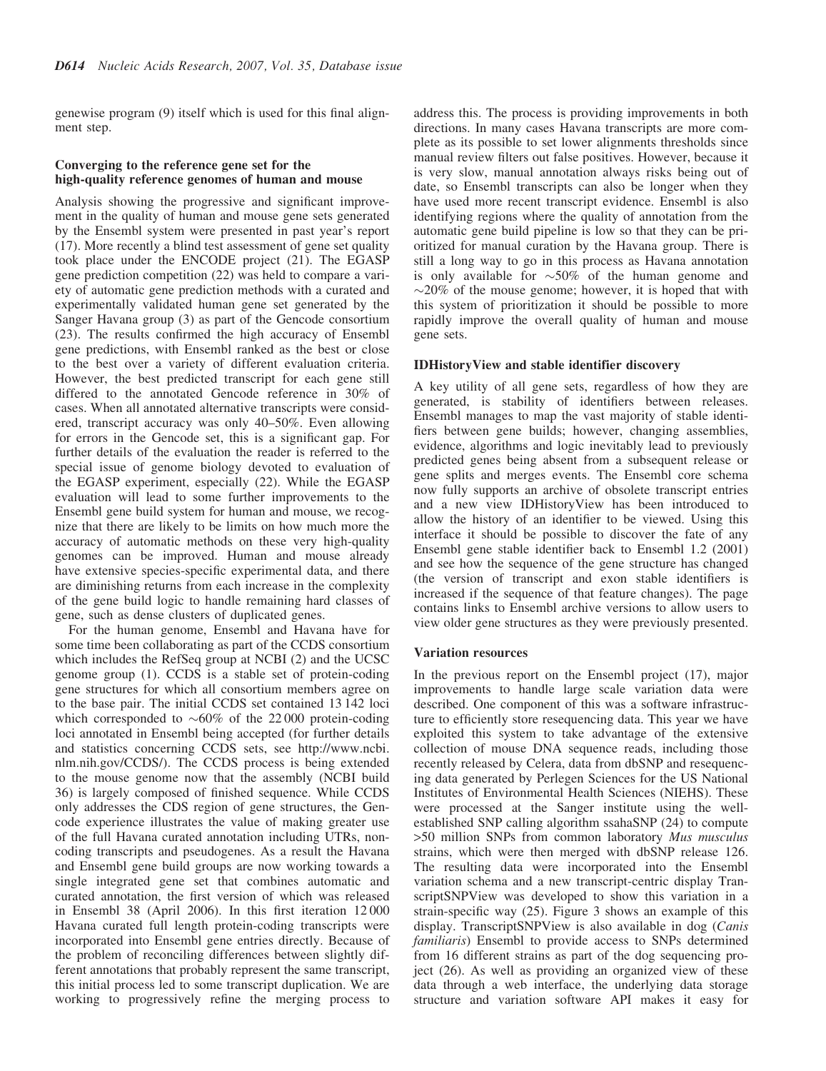genewise program (9) itself which is used for this final alignment step.

### Converging to the reference gene set for the high-quality reference genomes of human and mouse

Analysis showing the progressive and significant improvement in the quality of human and mouse gene sets generated by the Ensembl system were presented in past year's report (17). More recently a blind test assessment of gene set quality took place under the ENCODE project (21). The EGASP gene prediction competition (22) was held to compare a variety of automatic gene prediction methods with a curated and experimentally validated human gene set generated by the Sanger Havana group (3) as part of the Gencode consortium (23). The results confirmed the high accuracy of Ensembl gene predictions, with Ensembl ranked as the best or close to the best over a variety of different evaluation criteria. However, the best predicted transcript for each gene still differed to the annotated Gencode reference in 30% of cases. When all annotated alternative transcripts were considered, transcript accuracy was only 40–50%. Even allowing for errors in the Gencode set, this is a significant gap. For further details of the evaluation the reader is referred to the special issue of genome biology devoted to evaluation of the EGASP experiment, especially (22). While the EGASP evaluation will lead to some further improvements to the Ensembl gene build system for human and mouse, we recognize that there are likely to be limits on how much more the accuracy of automatic methods on these very high-quality genomes can be improved. Human and mouse already have extensive species-specific experimental data, and there are diminishing returns from each increase in the complexity of the gene build logic to handle remaining hard classes of gene, such as dense clusters of duplicated genes.

For the human genome, Ensembl and Havana have for some time been collaborating as part of the CCDS consortium which includes the RefSeq group at NCBI (2) and the UCSC genome group (1). CCDS is a stable set of protein-coding gene structures for which all consortium members agree on to the base pair. The initial CCDS set contained 13 142 loci which corresponded to ~60% of the 22 000 protein-coding loci annotated in Ensembl being accepted (for further details and statistics concerning CCDS sets, see http://www.ncbi.nlm.nih.gov/CCDS/). The CCDS process is being extended to the mouse genome now that the assembly (NCBI build 36) is largely composed of finished sequence. While CCDS only addresses the CDS region of gene structures, the Gencode experience illustrates the value of making greater use of the full Havana curated annotation including UTRs, non-coding transcripts and pseudogenes. As a result the Havana and Ensembl gene build groups are now working towards a single integrated gene set that combines automatic and curated annotation, the first version of which was released in Ensembl 38 (April 2006). In this first iteration 12 000 Havana curated full length protein-coding transcripts were incorporated into Ensembl gene entries directly. Because of the problem of reconciling differences between slightly different annotations that probably represent the same transcript, this initial process led to some transcript duplication. We are working to progressively refine the merging process to address this. The process is providing improvements in both directions. In many cases Havana transcripts are more complete as its possible to set lower alignments thresholds since manual review filters out false positives. However, because it is very slow, manual annotation always risks being out of date, so Ensembl transcripts can also be longer when they have used more recent transcript evidence. Ensembl is also identifying regions where the quality of annotation from the automatic gene build pipeline is low so that they can be prioritized for manual curation by the Havana group. There is still a long way to go in this process as Havana annotation is only available for ~50% of the human genome and ~20% of the mouse genome; however, it is hoped that with this system of prioritization it should be possible to more rapidly improve the overall quality of human and mouse gene sets.

### IDHistoryView and stable identifier discovery

A key utility of all gene sets, regardless of how they are generated, is stability of identifiers between releases. Ensembl manages to map the vast majority of stable identifiers between gene builds; however, changing assemblies, evidence, algorithms and logic inevitably lead to previously predicted genes being absent from a subsequent release or gene splits and merges events. The Ensembl core schema now fully supports an archive of obsolete transcript entries and a new view IDHistoryView has been introduced to allow the history of an identifier to be viewed. Using this interface it should be possible to discover the fate of any Ensembl gene stable identifier back to Ensembl 1.2 (2001) and see how the sequence of the gene structure has changed (the version of transcript and exon stable identifiers is increased if the sequence of that feature changes). The page contains links to Ensembl archive versions to allow users to view older gene structures as they were previously presented.

### Variation resources

In the previous report on the Ensembl project (17), major improvements to handle large scale variation data were described. One component of this was a software infrastructure to efficiently store resequencing data. This year we have exploited this system to take advantage of the extensive collection of mouse DNA sequence reads, including those recently released by Celera, data from dbSNP and resequencing data generated by Perlegen Sciences for the US National Institutes of Environmental Health Sciences (NIEHS). These were processed at the Sanger institute using the well-established SNP calling algorithm ssahaSNP (24) to compute >50 million SNPs from common laboratory *Mus musculus* strains, which were then merged with dbSNP release 126. The resulting data were incorporated into the Ensembl variation schema and a new transcript-centric display TranscriptSNPView was developed to show this variation in a strain-specific way (25). Figure 3 shows an example of this display. TranscriptSNPView is also available in dog (*Canis familiaris*) Ensembl to provide access to SNPs determined from 16 different strains as part of the dog sequencing project (26). As well as providing an organized view of these data through a web interface, the underlying data storage structure and variation software API makes it easy for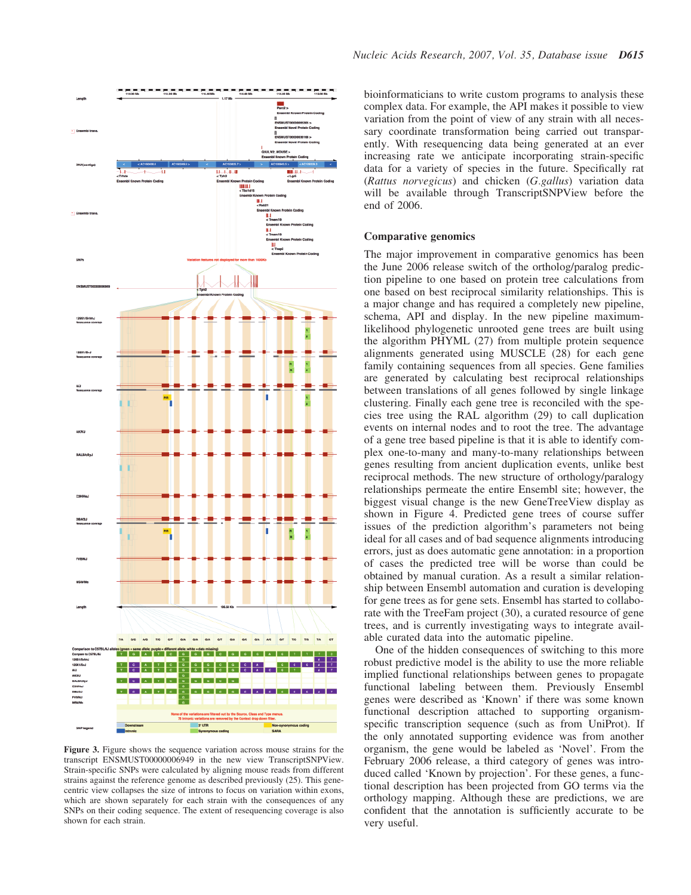bioinformaticians to write custom programs to analysis these complex data. For example, the API makes it possible to view variation from the point of view of any strain with all necessary coordinate transformation being carried out transparently. With resequencing data being generated at an ever increasing rate we anticipate incorporating strain-specific data for a variety of species in the future. Specifically rat (*Rattus norvegicus*) and chicken (*G.gallus*) variation data will be available through TranscriptSNPView before the end of 2006.

**Figure 3.** Figure shows the sequence variation across mouse strains for the transcript ENSMUST00000006949 in the new view TranscriptSNPView. Strain-specific SNPs were calculated by aligning mouse reads from different strains against the reference genome as described previously (25). This gene-centric view collapses the size of introns to focus on variation within exons, which are shown separately for each strain with the consequences of any SNPs on their coding sequence. The extent of resequencing coverage is also shown for each strain.

## Comparative genomics

The major improvement in comparative genomics has been the June 2006 release switch of the ortholog/paralog prediction pipeline to one based on protein tree calculations from one based on best reciprocal similarity relationships. This is a major change and has required a completely new pipeline, schema, API and display. In the new pipeline maximum-likelihood phylogenetic unrooted gene trees are built using the algorithm PHYML (27) from multiple protein sequence alignments generated using MUSCLE (28) for each gene family containing sequences from all species. Gene families are generated by calculating best reciprocal relationships between translations of all genes followed by single linkage clustering. Finally each gene tree is reconciled with the species tree using the RAL algorithm (29) to call duplication events on internal nodes and to root the tree. The advantage of a gene tree based pipeline is that it is able to identify complex one-to-many and many-to-many relationships between genes resulting from ancient duplication events, unlike best reciprocal methods. The new structure of orthology/paralogy relationships permeate the entire Ensembl site; however, the biggest visual change is the new GeneTreeView display as shown in Figure 4. Predicted gene trees of course suffer issues of the prediction algorithm's parameters not being ideal for all cases and of bad sequence alignments introducing errors, just as does automatic gene annotation: in a proportion of cases the predicted tree will be worse than could be obtained by manual curation. As a result a similar relationship between Ensembl automation and curation is developing for gene trees as for gene sets. Ensembl has started to collaborate with the TreeFam project (30), a curated resource of gene trees, and is currently investigating ways to integrate available curated data into the automatic pipeline.

One of the hidden consequences of switching to this more robust predictive model is the ability to use the more reliable implied functional relationships between genes to propagate functional labeling between them. Previously Ensembl genes were described as 'Known' if there was some known functional description attached to supporting organism-specific transcription sequence (such as from UniProt). If the only annotated supporting evidence was from another organism, the gene would be labeled as 'Novel'. From the February 2006 release, a third category of genes was introduced called 'Known by projection'. For these genes, a functional description has been projected from GO terms via the orthology mapping. Although these are predictions, we are confident that the annotation is sufficiently accurate to be very useful.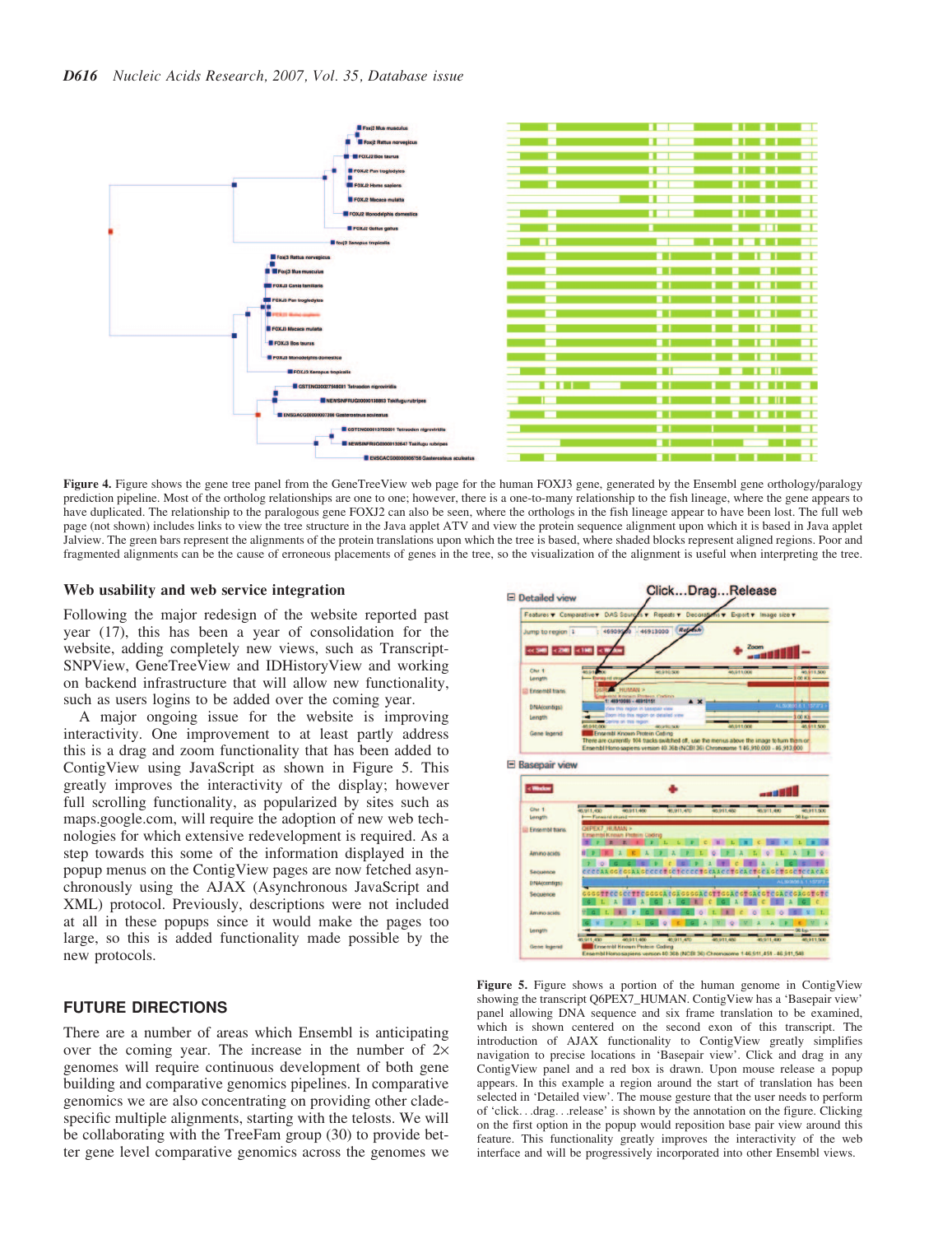Figure 4. Figure shows the gene tree panel from the GeneTreeView web page for the human FOXJ3 gene, generated by the Ensembl gene orthology/paralogy prediction pipeline. Most of the ortholog relationships are one to one; however, there is a one-to-many relationship to the fish lineage, where the gene appears to have duplicated. The relationship to the paralogous gene FOXJ2 can also be seen, where the orthologs in the fish lineage appear to have been lost. The full web page (not shown) includes links to view the tree structure in the Java applet ATV and view the protein sequence alignment upon which it is based in Java applet Jalview. The green bars represent the alignments of the protein translations upon which the tree is based, where shaded blocks represent aligned regions. Poor and fragmented alignments can be the cause of erroneous placements of genes in the tree, so the visualization of the alignment is useful when interpreting the tree.

### Web usability and web service integration

Following the major redesign of the website reported past year (17), this has been a year of consolidation for the website, adding completely new views, such as Transcript-SNPView, GeneTreeView and IDHistoryView and working on backend infrastructure that will allow new functionality, such as users logins to be added over the coming year.

A major ongoing issue for the website is improving interactivity. One improvement to at least partly address this is a drag and zoom functionality that has been added to ContigView using JavaScript as shown in Figure 5. This greatly improves the interactivity of the display; however full scrolling functionality, as popularized by sites such as maps.google.com, will require the adoption of new web technologies for which extensive redevelopment is required. As a step towards this some of the information displayed in the popup menus on the ContigView pages are now fetched asynchronously using the AJAX (Asynchronous JavaScript and XML) protocol. Previously, descriptions were not included at all in these popups since it would make the pages too large, so this is added functionality made possible by the new protocols.

Figure 5. Figure shows a portion of the human genome in ContigView showing the transcript Q6PEX7_HUMAN. ContigView has a 'Basepair view' panel allowing DNA sequence and six frame translation to be examined, which is shown centered on the second exon of this transcript. The introduction of AJAX functionality to ContigView greatly simplifies navigation to precise locations in 'Basepair view'. Click and drag in any ContigView panel and a red box is drawn. Upon mouse release a popup appears. In this example a region around the start of translation has been selected in 'Detailed view'. The mouse gesture that the user needs to perform of 'click. . .drag. . .release' is shown by the annotation on the figure. Clicking on the first option in the popup would reposition base pair view around this feature. This functionality greatly improves the interactivity of the web interface and will be progressively incorporated into other Ensembl views.

## FUTURE DIRECTIONS

There are a number of areas which Ensembl is anticipating over the coming year. The increase in the number of 2× genomes will require continuous development of both gene building and comparative genomics pipelines. In comparative genomics we are also concentrating on providing other clade-specific multiple alignments, starting with the telosts. We will be collaborating with the TreeFam group (30) to provide better gene level comparative genomics across the genomes we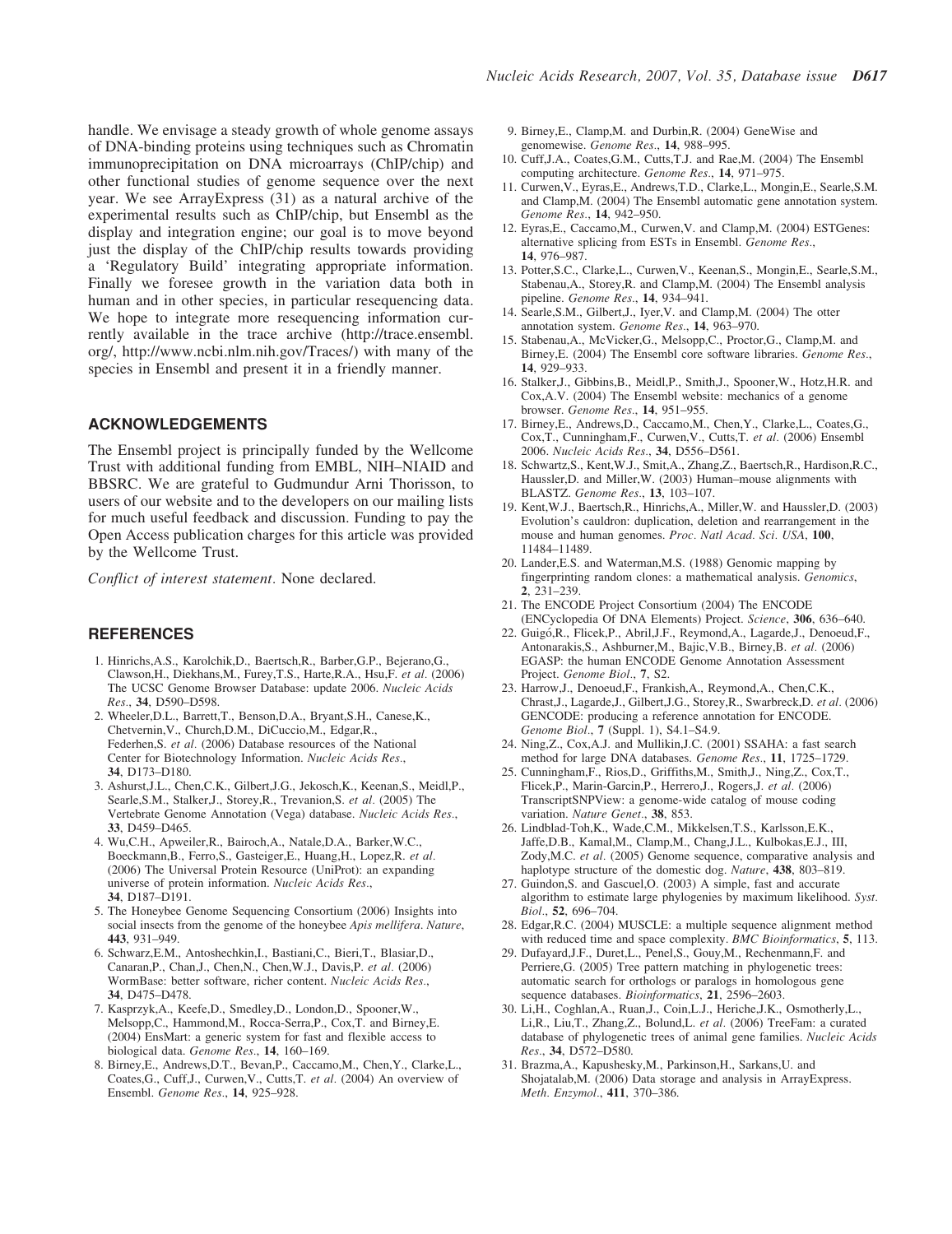handle. We envisage a steady growth of whole genome assays of DNA-binding proteins using techniques such as Chromatin immunoprecipitation on DNA microarrays (ChIP/chip) and other functional studies of genome sequence over the next year. We see ArrayExpress (31) as a natural archive of the experimental results such as ChIP/chip, but Ensembl as the display and integration engine; our goal is to move beyond just the display of the ChIP/chip results towards providing a 'Regulatory Build' integrating appropriate information. Finally we foresee growth in the variation data both in human and in other species, in particular resequencing data. We hope to integrate more resequencing information currently available in the trace archive (http://trace.ensembl.org/, http://www.ncbi.nlm.nih.gov/Traces/) with many of the species in Ensembl and present it in a friendly manner.

## ACKNOWLEDGEMENTS

The Ensembl project is principally funded by the Wellcome Trust with additional funding from EMBL, NIH–NIAID and BBSRC. We are grateful to Gudmundur Arni Thorisson, to users of our website and to the developers on our mailing lists for much useful feedback and discussion. Funding to pay the Open Access publication charges for this article was provided by the Wellcome Trust.

*Conflict of interest statement.* None declared.

## REFERENCES

1. Hinrichs,A.S., Karolchik,D., Baertsch,R., Barber,G.P., Bejerano,G., Clawson,H., Diekhans,M., Furey,T.S., Harte,R.A., Hsu,F. *et al.* (2006) The UCSC Genome Browser Database: update 2006. *Nucleic Acids Res*., **34**, D590–D598.
2. Wheeler,D.L., Barrett,T., Benson,D.A., Bryant,S.H., Canese,K., Chetvernin,V., Church,D.M., DiCuccio,M., Edgar,R., Federhen,S. *et al.* (2006) Database resources of the National Center for Biotechnology Information. *Nucleic Acids Res*., **34**, D173–D180.
3. Ashurst,J.L., Chen,C.K., Gilbert,J.G., Jekosch,K., Keenan,S., Meidl,P., Searle,S.M., Stalker,J., Storey,R., Trevanion,S. *et al.* (2005) The Vertebrate Genome Annotation (Vega) database. *Nucleic Acids Res*., **33**, D459–D465.
4. Wu,C.H., Apweiler,R., Bairoch,A., Natale,D.A., Barker,W.C., Boeckmann,B., Ferro,S., Gasteiger,E., Huang,H., Lopez,R. *et al.* (2006) The Universal Protein Resource (UniProt): an expanding universe of protein information. *Nucleic Acids Res*., **34**, D187–D191.
5. The Honeybee Genome Sequencing Consortium (2006) Insights into social insects from the genome of the honeybee *Apis mellifera*. *Nature*, **443**, 931–949.
6. Schwarz,E.M., Antoshechkin,I., Bastiani,C., Bieri,T., Blasiar,D., Canaran,P., Chan,J., Chen,N., Chen,W.J., Davis,P. *et al.* (2006) WormBase: better software, richer content. *Nucleic Acids Res*., **34**, D475–D478.
7. Kasprzyk,A., Keefe,D., Smedley,D., London,D., Spooner,W., Melsopp,C., Hammond,M., Rocca-Serra,P., Cox,T. and Birney,E. (2004) EnsMart: a generic system for fast and flexible access to biological data. *Genome Res*., **14**, 160–169.
8. Birney,E., Andrews,D.T., Bevan,P., Caccamo,M., Chen,Y., Clarke,L., Coates,G., Cuff,J., Curwen,V., Cutts,T. *et al.* (2004) An overview of Ensembl. *Genome Res*., **14**, 925–928.
9. Birney,E., Clamp,M. and Durbin,R. (2004) GeneWise and genomewise. *Genome Res*., **14**, 988–995.
10. Cuff,J.A., Coates,G.M., Cutts,T.J. and Rae,M. (2004) The Ensembl computing architecture. *Genome Res*., **14**, 971–975.
11. Curwen,V., Eyras,E., Andrews,T.D., Clarke,L., Mongin,E., Searle,S.M. and Clamp,M. (2004) The Ensembl automatic gene annotation system. *Genome Res*., **14**, 942–950.
12. Eyras,E., Caccamo,M., Curwen,V. and Clamp,M. (2004) ESTGenes: alternative splicing from ESTs in Ensembl. *Genome Res*., **14**, 976–987.
13. Potter,S.C., Clarke,L., Curwen,V., Keenan,S., Mongin,E., Searle,S.M., Stabenau,A., Storey,R. and Clamp,M. (2004) The Ensembl analysis pipeline. *Genome Res*., **14**, 934–941.
14. Searle,S.M., Gilbert,J., Iyer,V. and Clamp,M. (2004) The otter annotation system. *Genome Res*., **14**, 963–970.
15. Stabenau,A., McVicker,G., Melsopp,C., Proctor,G., Clamp,M. and Birney,E. (2004) The Ensembl core software libraries. *Genome Res*., **14**, 929–933.
16. Stalker,J., Gibbins,B., Meidl,P., Smith,J., Spooner,W., Hotz,H.R. and Cox,A.V. (2004) The Ensembl website: mechanics of a genome browser. *Genome Res*., **14**, 951–955.
17. Birney,E., Andrews,D., Caccamo,M., Chen,Y., Clarke,L., Coates,G., Cox,T., Cunningham,F., Curwen,V., Cutts,T. *et al.* (2006) Ensembl 2006. *Nucleic Acids Res*., **34**, D556–D561.
18. Schwartz,S., Kent,W.J., Smit,A., Zhang,Z., Baertsch,R., Hardison,R.C., Haussler,D. and Miller,W. (2003) Human–mouse alignments with BLASTZ. *Genome Res*., **13**, 103–107.
19. Kent,W.J., Baertsch,R., Hinrichs,A., Miller,W. and Haussler,D. (2003) Evolution's cauldron: duplication, deletion and rearrangement in the mouse and human genomes. *Proc. Natl Acad. Sci. USA*, **100**, 11484–11489.
20. Lander,E.S. and Waterman,M.S. (1988) Genomic mapping by fingerprinting random clones: a mathematical analysis. *Genomics*, **2**, 231–239.
21. The ENCODE Project Consortium (2004) The ENCODE (ENCyclopedia Of DNA Elements) Project. *Science*, **306**, 636–640.
22. Guigó,R., Flicek,P., Abril,J.F., Reymond,A., Lagarde,J., Denoeud,F., Antonarakis,S., Ashburner,M., Bajic,V.B., Birney,B. *et al.* (2006) EGASP: the human ENCODE Genome Annotation Assessment Project. *Genome Biol*., **7**, S2.
23. Harrow,J., Denoeud,F., Frankish,A., Reymond,A., Chen,C.K., Chrast,J., Lagarde,J., Gilbert,J.G., Storey,R., Swarbreck,D. *et al.* (2006) GENCODE: producing a reference annotation for ENCODE. *Genome Biol*., **7** (Suppl. 1), S4.1–S4.9.
24. Ning,Z., Cox,A.J. and Mullikin,J.C. (2001) SSAHA: a fast search method for large DNA databases. *Genome Res*., **11**, 1725–1729.
25. Cunningham,F., Rios,D., Griffiths,M., Smith,J., Ning,Z., Cox,T., Flicek,P., Marin-Garcin,P., Herrero,J., Rogers,J. *et al.* (2006) TranscriptSNPView: a genome-wide catalog of mouse coding variation. *Nature Genet*., **38**, 853.
26. Lindblad-Toh,K., Wade,C.M., Mikkelsen,T.S., Karlsson,E.K., Jaffe,D.B., Kamal,M., Clamp,M., Chang,J.L., Kulbokas,E.J., III, Zody,M.C. *et al.* (2005) Genome sequence, comparative analysis and haplotype structure of the domestic dog. *Nature*, **438**, 803–819.
27. Guindon,S. and Gascuel,O. (2003) A simple, fast and accurate algorithm to estimate large phylogenies by maximum likelihood. *Syst. Biol*., **52**, 696–704.
28. Edgar,R.C. (2004) MUSCLE: a multiple sequence alignment method with reduced time and space complexity. *BMC Bioinformatics*, **5**, 113.
29. Dufayard,J.F., Duret,L., Penel,S., Gouy,M., Rechenmann,F. and Perriere,G. (2005) Tree pattern matching in phylogenetic trees: automatic search for orthologs or paralogs in homologous gene sequence databases. *Bioinformatics*, **21**, 2596–2603.
30. Li,H., Coghlan,A., Ruan,J., Coin,L.J., Heriche,J.K., Osmotherly,L., Li,R., Liu,T., Zhang,Z., Bolund,L. *et al.* (2006) TreeFam: a curated database of phylogenetic trees of animal gene families. *Nucleic Acids Res*., **34**, D572–D580.
31. Brazma,A., Kapushesky,M., Parkinson,H., Sarkans,U. and Shojatalab,M. (2006) Data storage and analysis in ArrayExpress. *Meth. Enzymol*., **411**, 370–386.